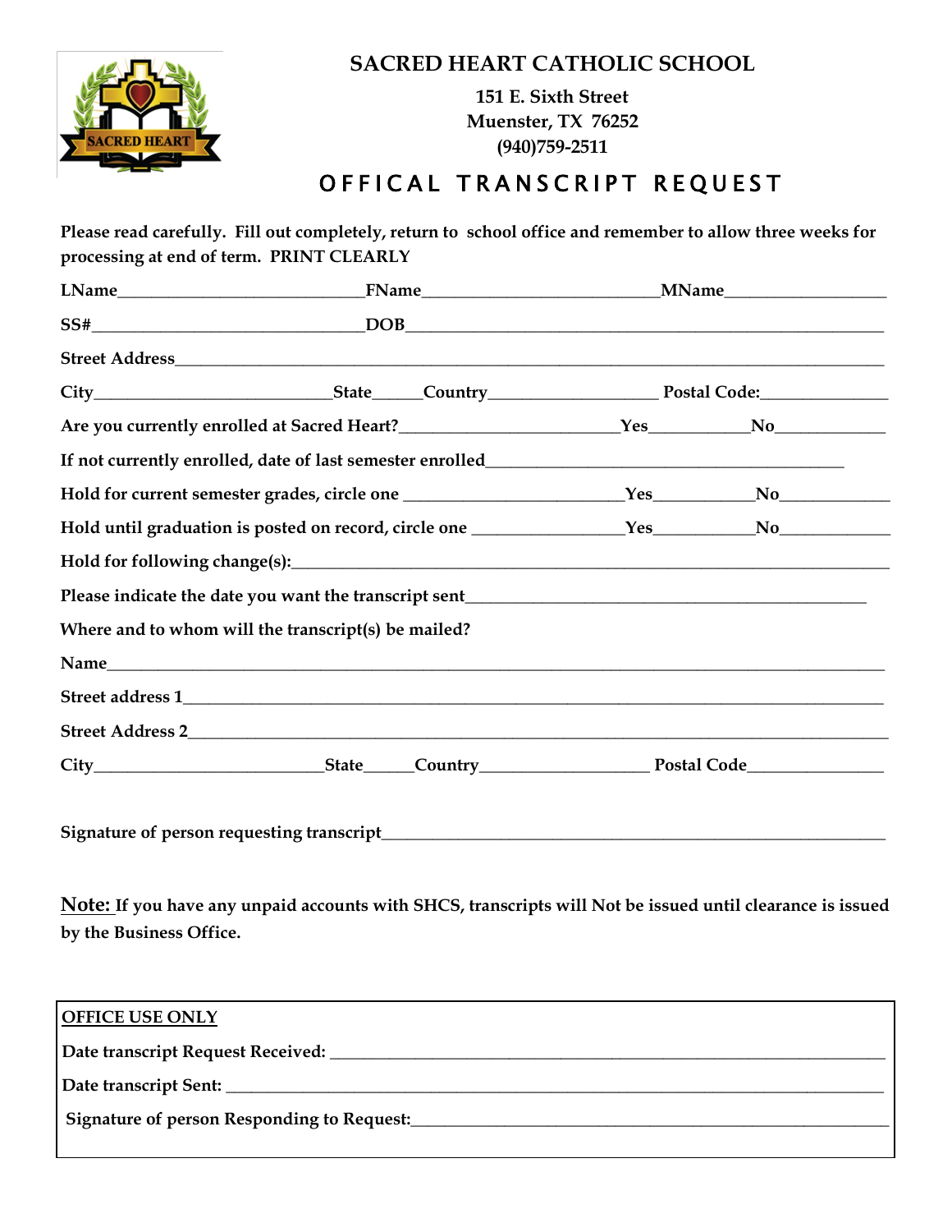# SACRED HEART CATHOLIC SCHOOL

**151 E. Sixth Street**
**Muenster, TX 76252**
**(940)759-2511**

## OFFICAL TRANSCRIPT REQUEST

**Please read carefully. Fill out completely, return to school office and remember to allow three weeks for processing at end of term. PRINT CLEARLY**

**LName**____________________________**FName**___________________________**MName**__________________

**SS#**_______________________________**DOB**_______________________________________________________

**Street Address**_______________________________________________________________________________

**City**___________________________**State**_____**Country**___________________ **Postal Code:**______________

**Are you currently enrolled at Sacred Heart?**________________________**Yes**___________**No**____________

**If not currently enrolled, date of last semester enrolled**_______________________________________

**Hold for current semester grades, circle one** ________________________**Yes**___________**No**____________

**Hold until graduation is posted on record, circle one** ________________**Yes**___________**No**____________

**Hold for following change(s):**_____________________________________________________________________

**Please indicate the date you want the transcript sent**_____________________________________________

**Where and to whom will the transcript(s) be mailed?**

**Name**_____________________________________________________________________________________

**Street address 1**___________________________________________________________________________

**Street Address 2**___________________________________________________________________________

**City**__________________________**State**_____**Country**___________________ **Postal Code**_______________

**Signature of person requesting transcript**___________________________________________________________

**<u>Note:</u> If you have any unpaid accounts with SHCS, transcripts will Not be issued until clearance is issued by the Business Office.**

---

**<u>OFFICE USE ONLY</u>**

**Date transcript Request Received:** ____________________________________________________________

**Date transcript Sent:** ______________________________________________________________________

**Signature of person Responding to Request:**__________________________________________________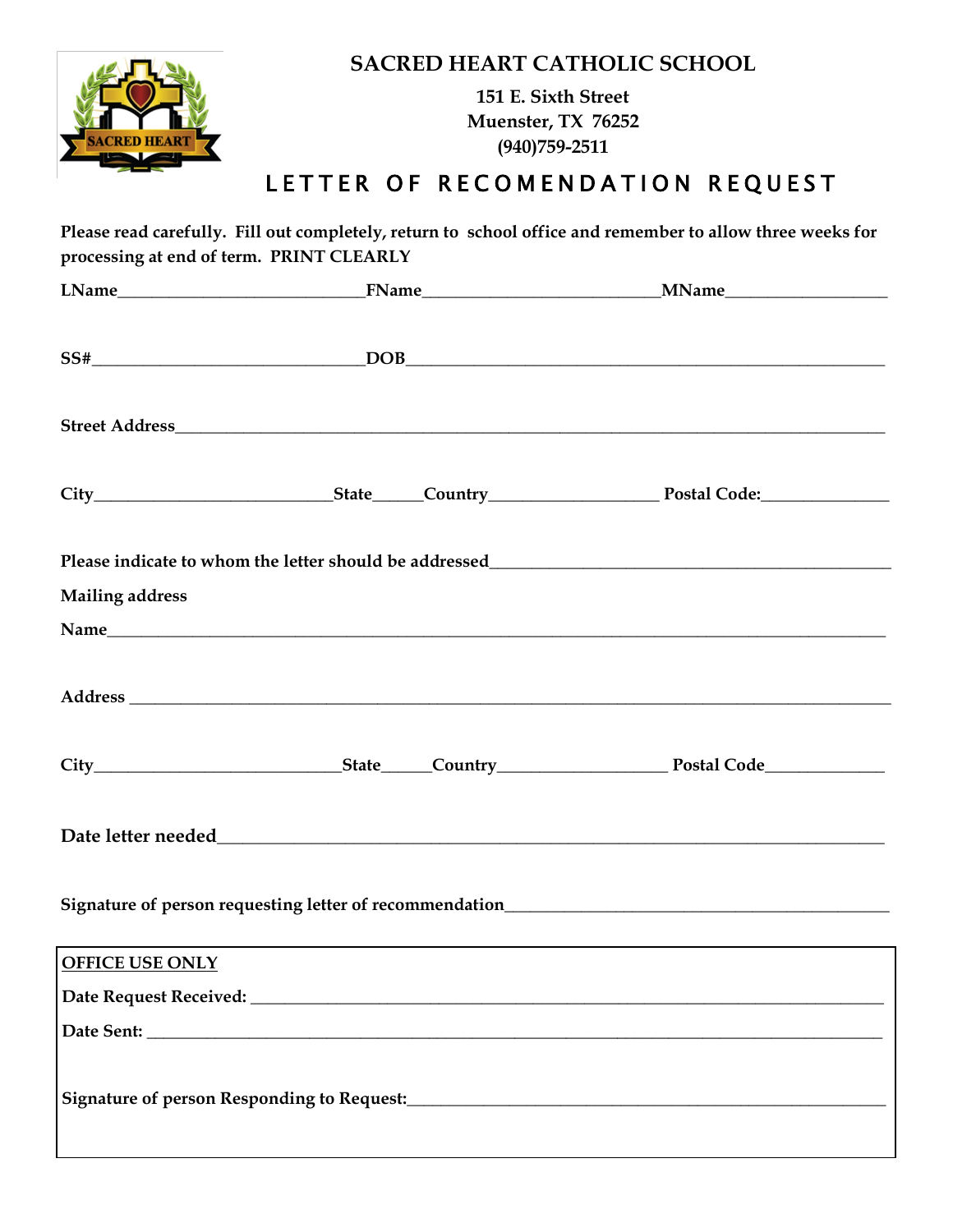# SACRED HEART CATHOLIC SCHOOL

**151 E. Sixth Street**
**Muenster, TX 76252**
**(940)759-2511**

## LETTER OF RECOMENDATION REQUEST

**Please read carefully. Fill out completely, return to school office and remember to allow three weeks for processing at end of term. PRINT CLEARLY**

**LName**____________________________**FName**___________________________**MName**__________________

**SS#**_______________________________**DOB**_______________________________________________________

**Street Address**______________________________________________________________________________

**City**___________________________**State**_____**Country**__________________ **Postal Code:**______________

**Please indicate to whom the letter should be addressed**____________________________________________

**Mailing address**

**Name**______________________________________________________________________________________

**Address** ____________________________________________________________________________________

**City**____________________________**State**_____**Country**__________________ **Postal Code**_____________

**Date letter needed**____________________________________________________________________________

**Signature of person requesting letter of recommendation**____________________________________________

**OFFICE USE ONLY**

**Date Request Received:** ________________________________________________________________________

**Date Sent:** __________________________________________________________________________________

**Signature of person Responding to Request:**_______________________________________________________